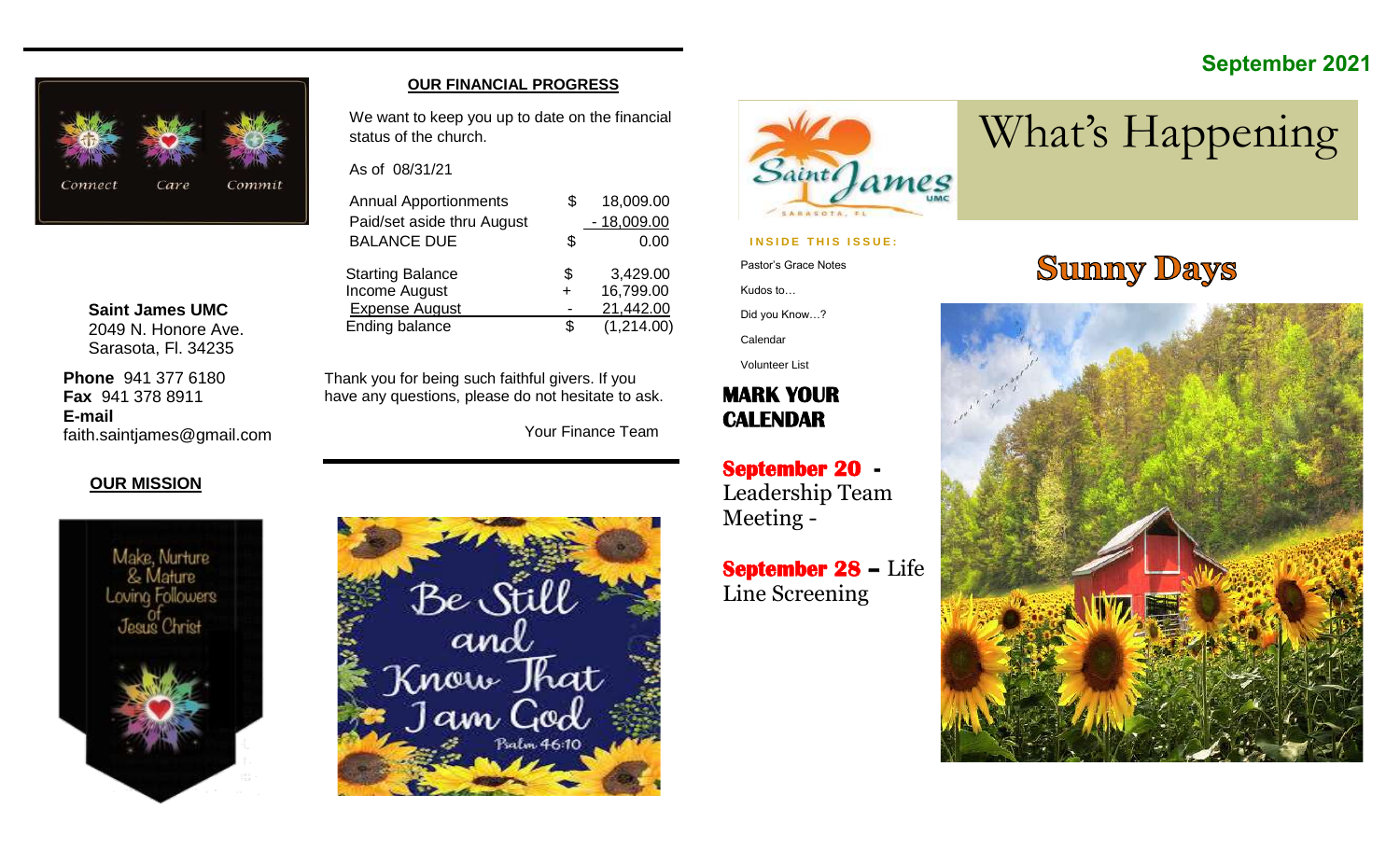## OUR FINANCIAL PROGRESS

We want to keep you up to date on the financial status of the church.

As of 08/31/21

| | | |
|---|---|---|
| Annual Apportionments | $ | 18,009.00 |
| Paid/set aside thru August | | - 18,009.00 |
| BALANCE DUE | $ | 0.00 |
| Starting Balance | $ | 3,429.00 |
| Income August | + | 16,799.00 |
| Expense August | - | 21,442.00 |
| Ending balance | $ | (1,214.00) |

Thank you for being such faithful givers. If you have any questions, please do not hesitate to ask.

Your Finance Team

**Saint James UMC**
2049 N. Honore Ave.
Sarasota, Fl. 34235

**Phone** 941 377 6180
**Fax** 941 378 8911
**E-mail**
faith.saintjames@gmail.com

**OUR MISSION**

Make, Nurture & Mature Loving Followers of Jesus Christ

Be Still and Know That I am God — Psalm 46:10

**September 2021**

# What's Happening

**INSIDE THIS ISSUE:**

- Pastor's Grace Notes
- Kudos to…
- Did you Know…?
- Calendar
- Volunteer List

## MARK YOUR CALENDAR

**September 20** - Leadership Team Meeting -

**September 28** – Life Line Screening

## Sunny Days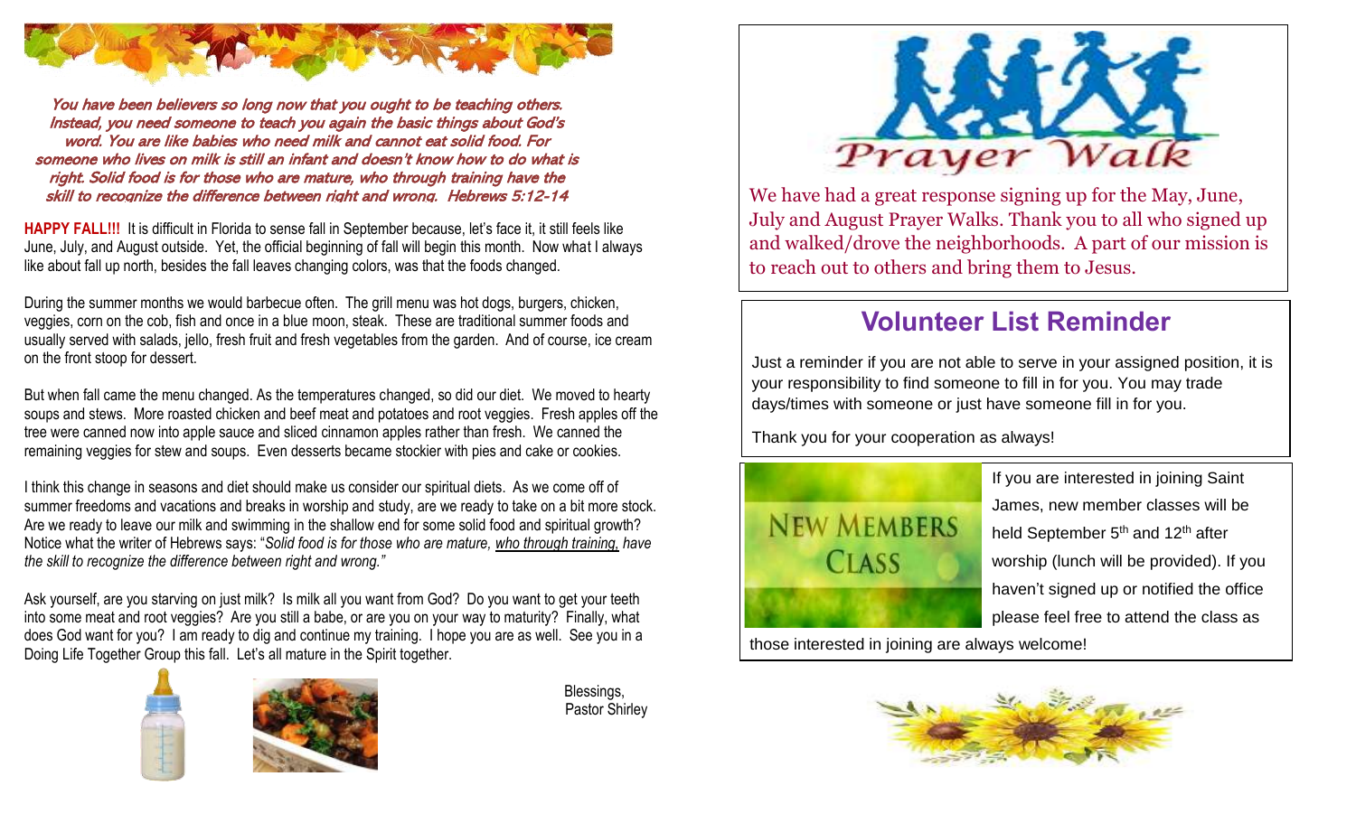*You have been believers so long now that you ought to be teaching others. Instead, you need someone to teach you again the basic things about God's word. You are like babies who need milk and cannot eat solid food. For someone who lives on milk is still an infant and doesn't know how to do what is right. Solid food is for those who are mature, who through training have the skill to recognize the difference between right and wrong. Hebrews 5:12-14*

**HAPPY FALL!!!** It is difficult in Florida to sense fall in September because, let's face it, it still feels like June, July, and August outside. Yet, the official beginning of fall will begin this month. Now what I always like about fall up north, besides the fall leaves changing colors, was that the foods changed.

During the summer months we would barbecue often. The grill menu was hot dogs, burgers, chicken, veggies, corn on the cob, fish and once in a blue moon, steak. These are traditional summer foods and usually served with salads, jello, fresh fruit and fresh vegetables from the garden. And of course, ice cream on the front stoop for dessert.

But when fall came the menu changed. As the temperatures changed, so did our diet. We moved to hearty soups and stews. More roasted chicken and beef meat and potatoes and root veggies. Fresh apples off the tree were canned now into apple sauce and sliced cinnamon apples rather than fresh. We canned the remaining veggies for stew and soups. Even desserts became stockier with pies and cake or cookies.

I think this change in seasons and diet should make us consider our spiritual diets. As we come off of summer freedoms and vacations and breaks in worship and study, are we ready to take on a bit more stock. Are we ready to leave our milk and swimming in the shallow end for some solid food and spiritual growth? Notice what the writer of Hebrews says: "*Solid food is for those who are mature, who through training, have the skill to recognize the difference between right and wrong."*

Ask yourself, are you starving on just milk? Is milk all you want from God? Do you want to get your teeth into some meat and root veggies? Are you still a babe, or are you on your way to maturity? Finally, what does God want for you? I am ready to dig and continue my training. I hope you are as well. See you in a Doing Life Together Group this fall. Let's all mature in the Spirit together.

Blessings,
Pastor Shirley

## Prayer Walk

We have had a great response signing up for the May, June, July and August Prayer Walks. Thank you to all who signed up and walked/drove the neighborhoods. A part of our mission is to reach out to others and bring them to Jesus.

## Volunteer List Reminder

Just a reminder if you are not able to serve in your assigned position, it is your responsibility to find someone to fill in for you. You may trade days/times with someone or just have someone fill in for you.

Thank you for your cooperation as always!

## New Members Class

If you are interested in joining Saint James, new member classes will be held September 5th and 12th after worship (lunch will be provided). If you haven't signed up or notified the office please feel free to attend the class as those interested in joining are always welcome!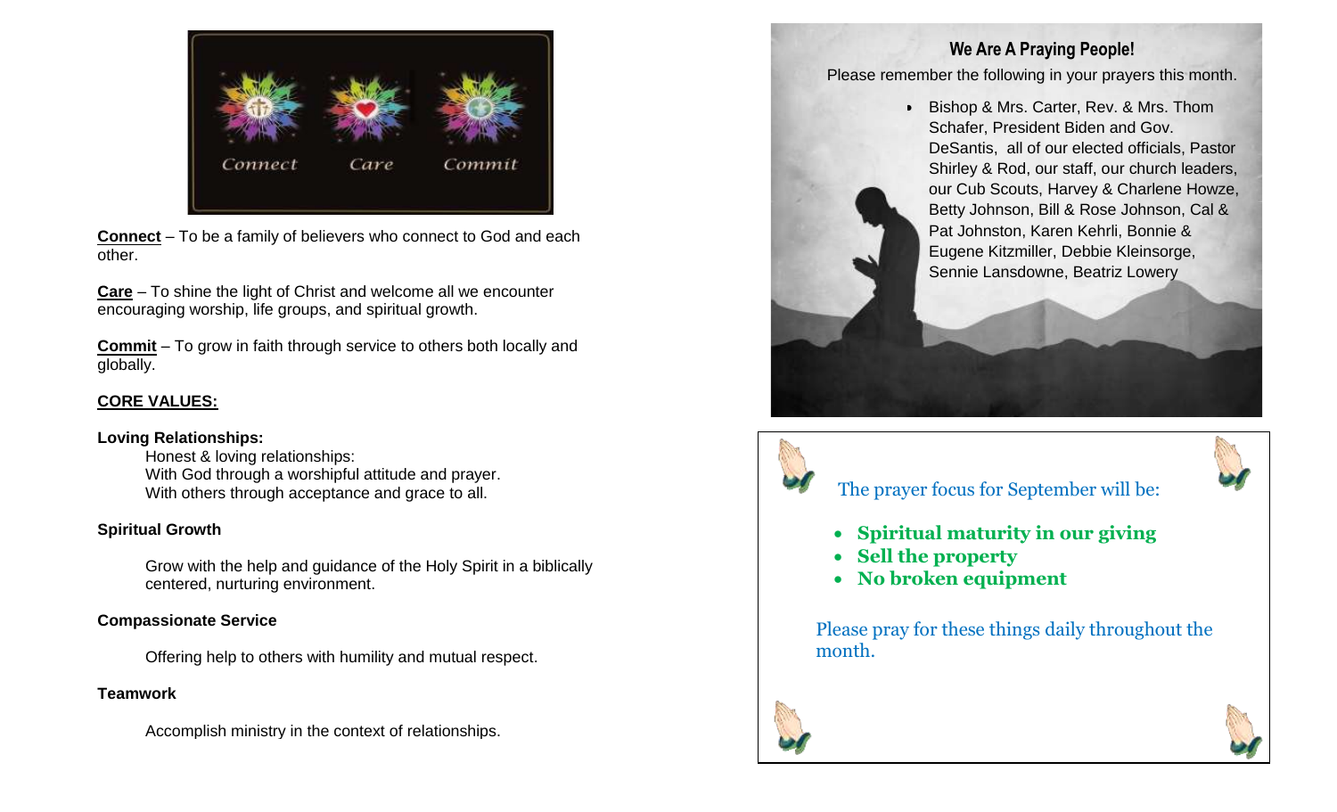Connect    Care    Commit

**Connect** – To be a family of believers who connect to God and each other.

**Care** – To shine the light of Christ and welcome all we encounter encouraging worship, life groups, and spiritual growth.

**Commit** – To grow in faith through service to others both locally and globally.

**CORE VALUES:**

**Loving Relationships:**

Honest & loving relationships:
With God through a worshipful attitude and prayer.
With others through acceptance and grace to all.

**Spiritual Growth**

Grow with the help and guidance of the Holy Spirit in a biblically centered, nurturing environment.

**Compassionate Service**

Offering help to others with humility and mutual respect.

**Teamwork**

Accomplish ministry in the context of relationships.

## We Are A Praying People!

Please remember the following in your prayers this month.

- Bishop & Mrs. Carter, Rev. & Mrs. Thom Schafer, President Biden and Gov. DeSantis, all of our elected officials, Pastor Shirley & Rod, our staff, our church leaders, our Cub Scouts, Harvey & Charlene Howze, Betty Johnson, Bill & Rose Johnson, Cal & Pat Johnston, Karen Kehrli, Bonnie & Eugene Kitzmiller, Debbie Kleinsorge, Sennie Lansdowne, Beatriz Lowery

The prayer focus for September will be:

- **Spiritual maturity in our giving**
- **Sell the property**
- **No broken equipment**

Please pray for these things daily throughout the month.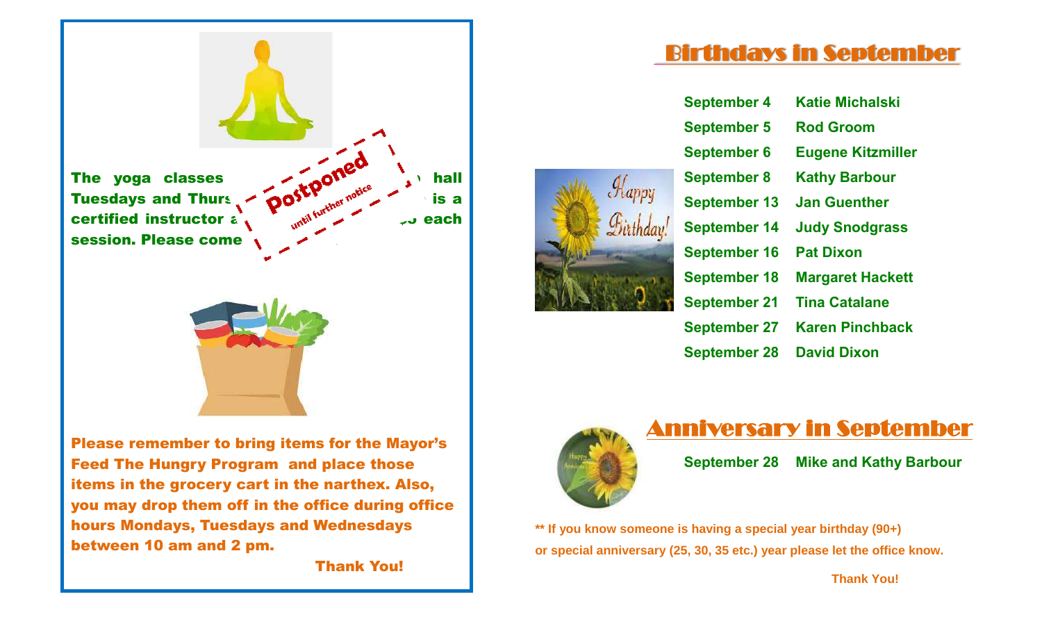The yoga classes ... hall Tuesdays and Thurs... is a certified instructor a... each session. Please come ...

**Postponed**
*until further notice*

**Please remember to bring items for the Mayor's Feed The Hungry Program and place those items in the grocery cart in the narthex. Also, you may drop them off in the office during office hours Mondays, Tuesdays and Wednesdays between 10 am and 2 pm.**

**Thank You!**

## Birthdays in September

| | |
|---|---|
| September 4 | Katie Michalski |
| September 5 | Rod Groom |
| September 6 | Eugene Kitzmiller |
| September 8 | Kathy Barbour |
| September 13 | Jan Guenther |
| September 14 | Judy Snodgrass |
| September 16 | Pat Dixon |
| September 18 | Margaret Hackett |
| September 21 | Tina Catalane |
| September 27 | Karen Pinchback |
| September 28 | David Dixon |

## Anniversary in September

**September 28 Mike and Kathy Barbour**

**** If you know someone is having a special year birthday (90+) or special anniversary (25, 30, 35 etc.) year please let the office know.**

**Thank You!**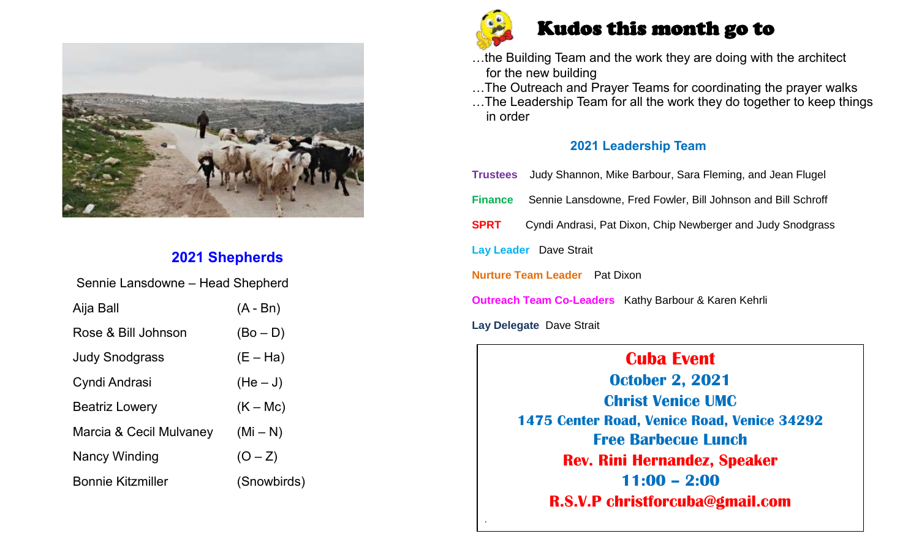## 2021 Shepherds

Sennie Lansdowne – Head Shepherd

| | |
|---|---|
| Aija Ball | (A - Bn) |
| Rose & Bill Johnson | (Bo – D) |
| Judy Snodgrass | (E – Ha) |
| Cyndi Andrasi | (He – J) |
| Beatriz Lowery | (K – Mc) |
| Marcia & Cecil Mulvaney | (Mi – N) |
| Nancy Winding | (O – Z) |
| Bonnie Kitzmiller | (Snowbirds) |

## Kudos this month go to

…the Building Team and the work they are doing with the architect for the new building
…The Outreach and Prayer Teams for coordinating the prayer walks
…The Leadership Team for all the work they do together to keep things in order

### 2021 Leadership Team

**Trustees** Judy Shannon, Mike Barbour, Sara Fleming, and Jean Flugel

**Finance** Sennie Lansdowne, Fred Fowler, Bill Johnson and Bill Schroff

**SPRT** Cyndi Andrasi, Pat Dixon, Chip Newberger and Judy Snodgrass

**Lay Leader** Dave Strait

**Nurture Team Leader** Pat Dixon

**Outreach Team Co-Leaders** Kathy Barbour & Karen Kehrli

**Lay Delegate** Dave Strait

**Cuba Event**
**October 2, 2021**
**Christ Venice UMC**
**1475 Center Road, Venice Road, Venice 34292**
**Free Barbecue Lunch**
**Rev. Rini Hernandez, Speaker**
**11:00 – 2:00**
**R.S.V.P christforcuba@gmail.com**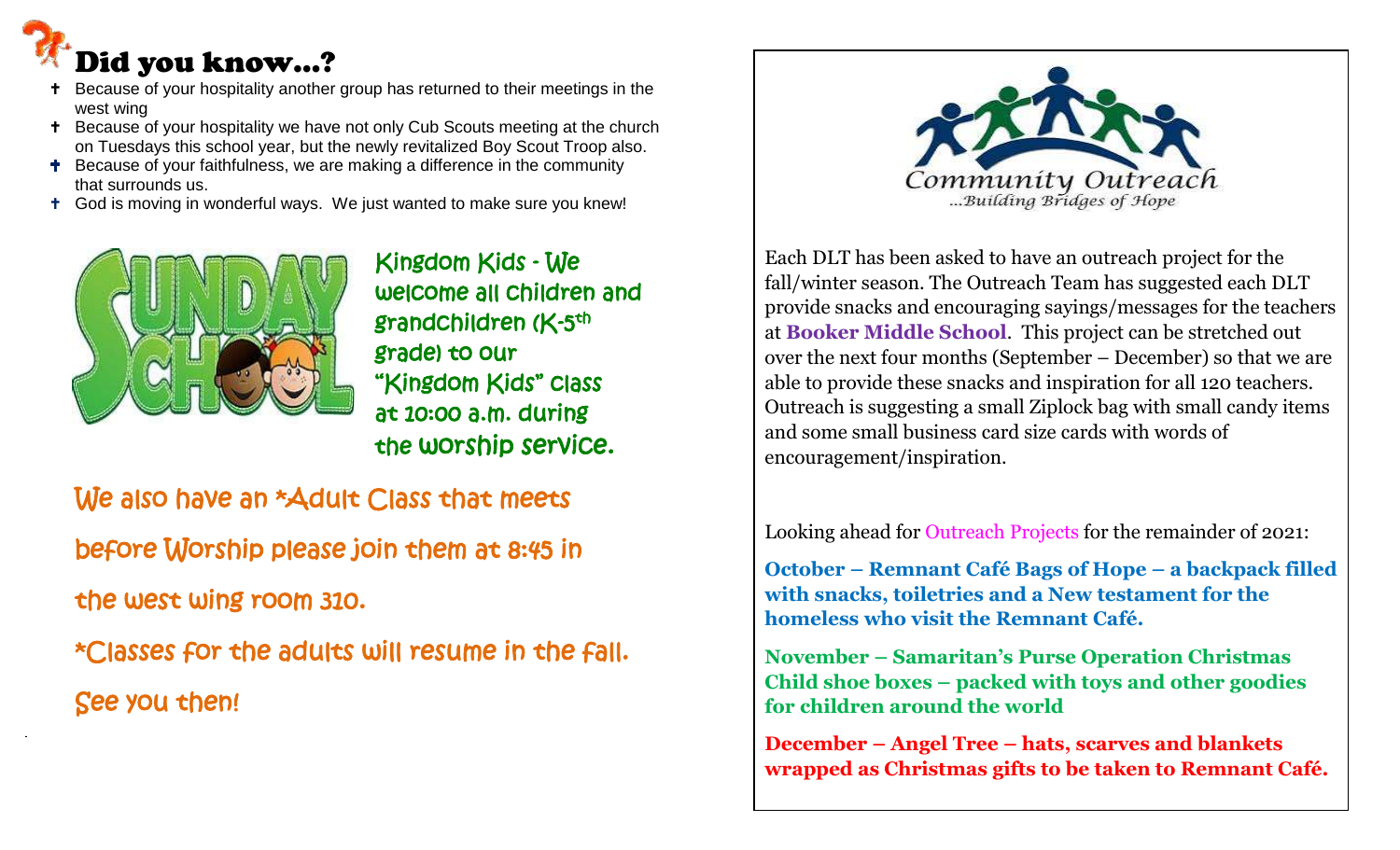# Did you know…?

- Because of your hospitality another group has returned to their meetings in the west wing
- Because of your hospitality we have not only Cub Scouts meeting at the church on Tuesdays this school year, but the newly revitalized Boy Scout Troop also.
- Because of your faithfulness, we are making a difference in the community that surrounds us.
- God is moving in wonderful ways. We just wanted to make sure you knew!

Kingdom Kids - We welcome all children and grandchildren (K-5th grade) to our "Kingdom Kids" class at 10:00 a.m. during the worship service.

We also have an *Adult Class that meets before Worship please join them at 8:45 in the west wing room 310.

*Classes for the adults will resume in the fall. See you then!

Community Outreach
...Building Bridges of Hope

Each DLT has been asked to have an outreach project for the fall/winter season. The Outreach Team has suggested each DLT provide snacks and encouraging sayings/messages for the teachers at **Booker Middle School**. This project can be stretched out over the next four months (September – December) so that we are able to provide these snacks and inspiration for all 120 teachers. Outreach is suggesting a small Ziplock bag with small candy items and some small business card size cards with words of encouragement/inspiration.

Looking ahead for Outreach Projects for the remainder of 2021:

**October – Remnant Café Bags of Hope – a backpack filled with snacks, toiletries and a New testament for the homeless who visit the Remnant Café.**

**November – Samaritan's Purse Operation Christmas Child shoe boxes – packed with toys and other goodies for children around the world**

**December – Angel Tree – hats, scarves and blankets wrapped as Christmas gifts to be taken to Remnant Café.**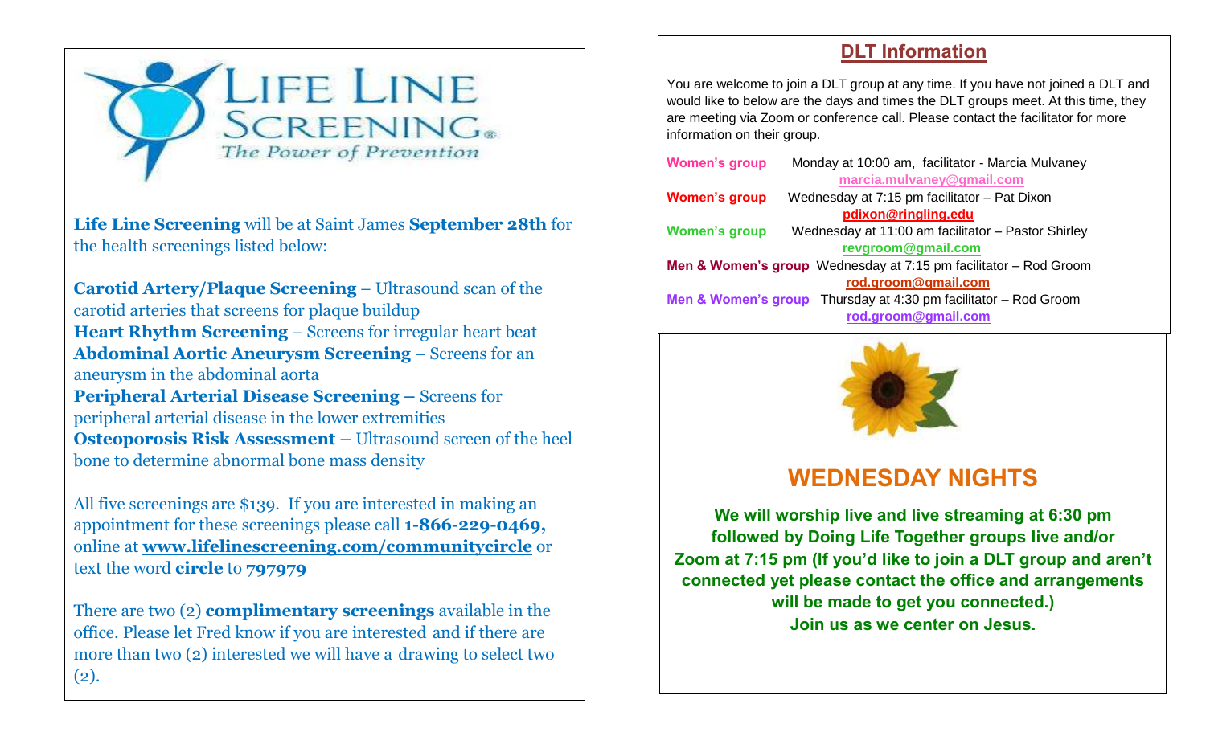**Life Line Screening** will be at Saint James **September 28th** for the health screenings listed below:

**Carotid Artery/Plaque Screening** – Ultrasound scan of the carotid arteries that screens for plaque buildup
**Heart Rhythm Screening** – Screens for irregular heart beat
**Abdominal Aortic Aneurysm Screening** – Screens for an aneurysm in the abdominal aorta
**Peripheral Arterial Disease Screening –** Screens for peripheral arterial disease in the lower extremities
**Osteoporosis Risk Assessment –** Ultrasound screen of the heel bone to determine abnormal bone mass density

All five screenings are $139. If you are interested in making an appointment for these screenings please call **1-866-229-0469,** online at **www.lifelinescreening.com/communitycircle** or text the word **circle** to **797979**

There are two (2) **complimentary screenings** available in the office. Please let Fred know if you are interested and if there are more than two (2) interested we will have a drawing to select two (2).

## DLT Information

You are welcome to join a DLT group at any time. If you have not joined a DLT and would like to below are the days and times the DLT groups meet. At this time, they are meeting via Zoom or conference call. Please contact the facilitator for more information on their group.

**Women's group** Monday at 10:00 am, facilitator - Marcia Mulvaney
**marcia.mulvaney@gmail.com**

**Women's group** Wednesday at 7:15 pm facilitator – Pat Dixon
**pdixon@ringling.edu**

**Women's group** Wednesday at 11:00 am facilitator – Pastor Shirley
**revgroom@gmail.com**

**Men & Women's group** Wednesday at 7:15 pm facilitator – Rod Groom
**rod.groom@gmail.com**

**Men & Women's group** Thursday at 4:30 pm facilitator – Rod Groom
**rod.groom@gmail.com**

## WEDNESDAY NIGHTS

**We will worship live and live streaming at 6:30 pm followed by Doing Life Together groups live and/or Zoom at 7:15 pm (If you'd like to join a DLT group and aren't connected yet please contact the office and arrangements will be made to get you connected.)**
**Join us as we center on Jesus.**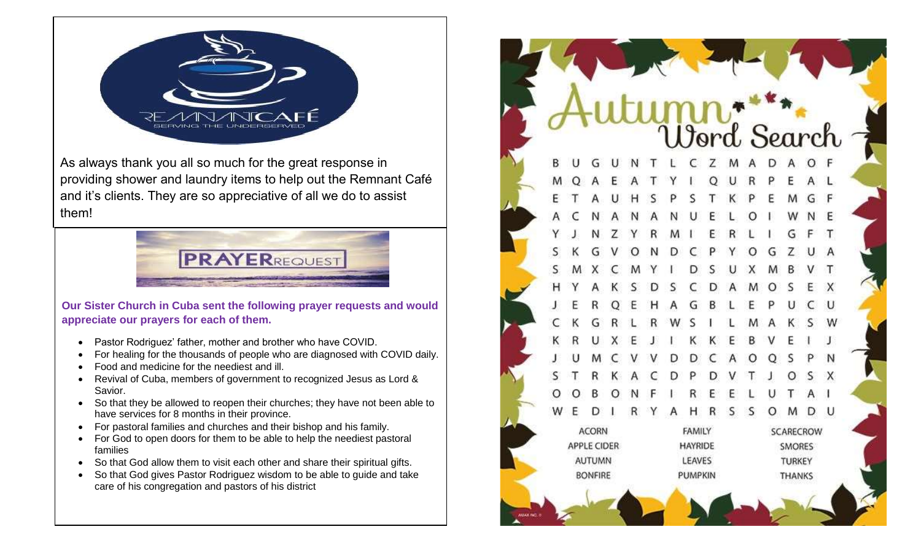REMNANT CAFÉ

SERVING THE UNDERSERVED

As always thank you all so much for the great response in providing shower and laundry items to help out the Remnant Café and it's clients. They are so appreciative of all we do to assist them!

**PRAYER**REQUEST

**Our Sister Church in Cuba sent the following prayer requests and would appreciate our prayers for each of them.**

- Pastor Rodriguez' father, mother and brother who have COVID.
- For healing for the thousands of people who are diagnosed with COVID daily.
- Food and medicine for the neediest and ill.
- Revival of Cuba, members of government to recognized Jesus as Lord & Savior.
- So that they be allowed to reopen their churches; they have not been able to have services for 8 months in their province.
- For pastoral families and churches and their bishop and his family.
- For God to open doors for them to be able to help the neediest pastoral families
- So that God allow them to visit each other and share their spiritual gifts.
- So that God gives Pastor Rodriguez wisdom to be able to guide and take care of his congregation and pastors of his district

# Autumn Word Search

```
B U G U N T L C Z M A D A O F
M Q A E A T Y I Q U R P E A L
E T A U H S P S T K P E M G F
A C N A N A N U E L O I W N E
Y J N Z Y R M I E R L I G F T
S K G V O N D C P Y O G Z U A
S M X C M Y I D S U X M B V T
H Y A K S D S C D A M O S E X
J E R Q E H A G B L E P U C U
C K G R L R W S I L M A K S W
K R U X E J I K K E B V E I J
J U M C V V D D C A O Q S P N
S T R K A C D P D V T J O S X
O O B O N F I R E E L U T A I
W E D I R Y A H R S S O M D U
```

| | | |
|---|---|---|
| ACORN | FAMILY | SCARECROW |
| APPLE CIDER | HAYRIDE | SMORES |
| AUTUMN | LEAVES | TURKEY |
| BONFIRE | PUMPKIN | THANKS |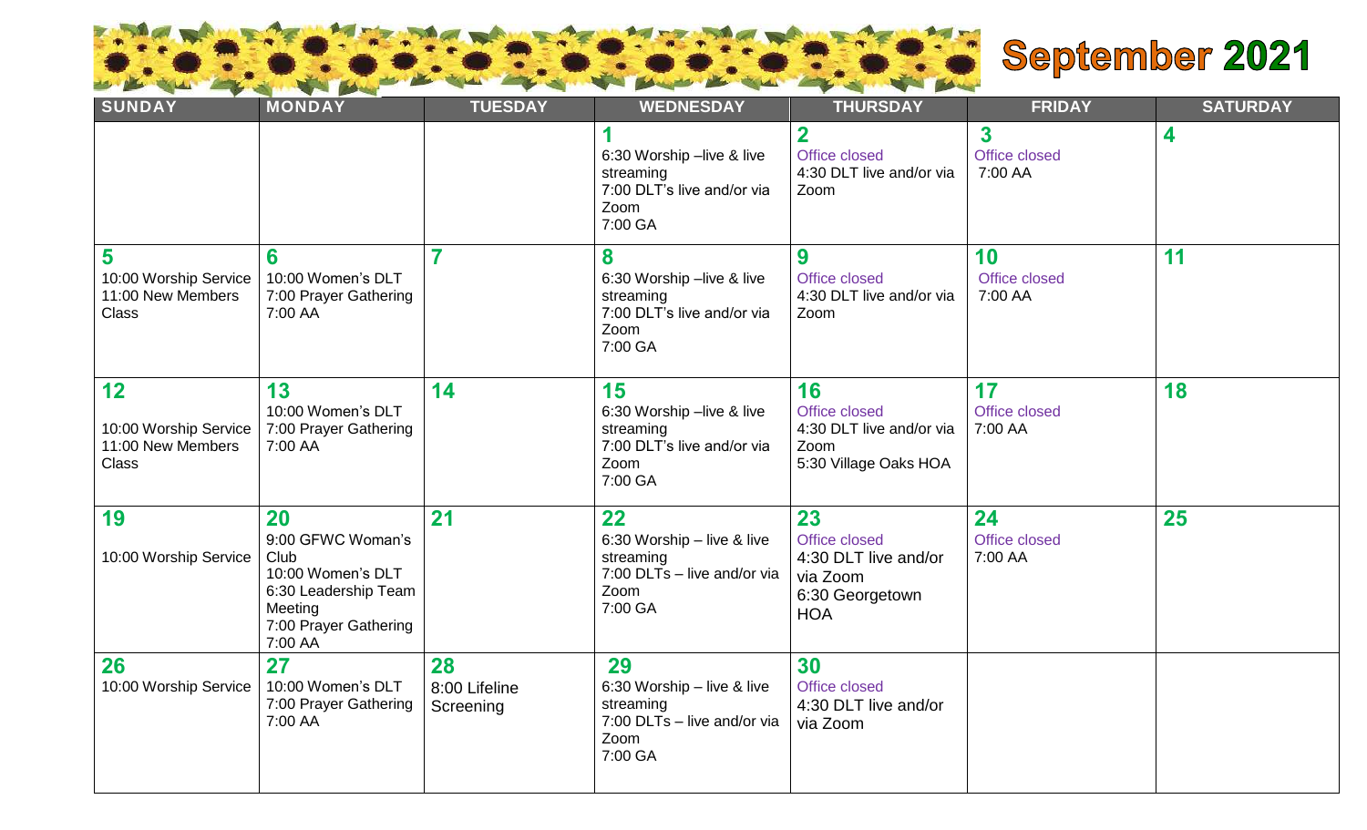# September 2021

| SUNDAY | MONDAY | TUESDAY | WEDNESDAY | THURSDAY | FRIDAY | SATURDAY |
|---|---|---|---|---|---|---|
| | | | **1**<br>6:30 Worship –live & live streaming<br>7:00 DLT's live and/or via Zoom<br>7:00 GA | **2**<br>Office closed<br>4:30 DLT live and/or via Zoom | **3**<br>Office closed<br>7:00 AA | **4** |
| **5**<br>10:00 Worship Service<br>11:00 New Members Class | **6**<br>10:00 Women's DLT<br>7:00 Prayer Gathering<br>7:00 AA | **7** | **8**<br>6:30 Worship –live & live streaming<br>7:00 DLT's live and/or via Zoom<br>7:00 GA | **9**<br>Office closed<br>4:30 DLT live and/or via Zoom | **10**<br>Office closed<br>7:00 AA | **11** |
| **12**<br>10:00 Worship Service<br>11:00 New Members Class | **13**<br>10:00 Women's DLT<br>7:00 Prayer Gathering<br>7:00 AA | **14** | **15**<br>6:30 Worship –live & live streaming<br>7:00 DLT's live and/or via Zoom<br>7:00 GA | **16**<br>Office closed<br>4:30 DLT live and/or via Zoom<br>5:30 Village Oaks HOA | **17**<br>Office closed<br>7:00 AA | **18** |
| **19**<br>10:00 Worship Service | **20**<br>9:00 GFWC Woman's Club<br>10:00 Women's DLT<br>6:30 Leadership Team Meeting<br>7:00 Prayer Gathering<br>7:00 AA | **21** | **22**<br>6:30 Worship – live & live streaming<br>7:00 DLTs – live and/or via Zoom<br>7:00 GA | **23**<br>Office closed<br>4:30 DLT live and/or via Zoom<br>6:30 Georgetown HOA | **24**<br>Office closed<br>7:00 AA | **25** |
| **26**<br>10:00 Worship Service | **27**<br>10:00 Women's DLT<br>7:00 Prayer Gathering<br>7:00 AA | **28**<br>8:00 Lifeline Screening | **29**<br>6:30 Worship – live & live streaming<br>7:00 DLTs – live and/or via Zoom<br>7:00 GA | **30**<br>Office closed<br>4:30 DLT live and/or via Zoom | | |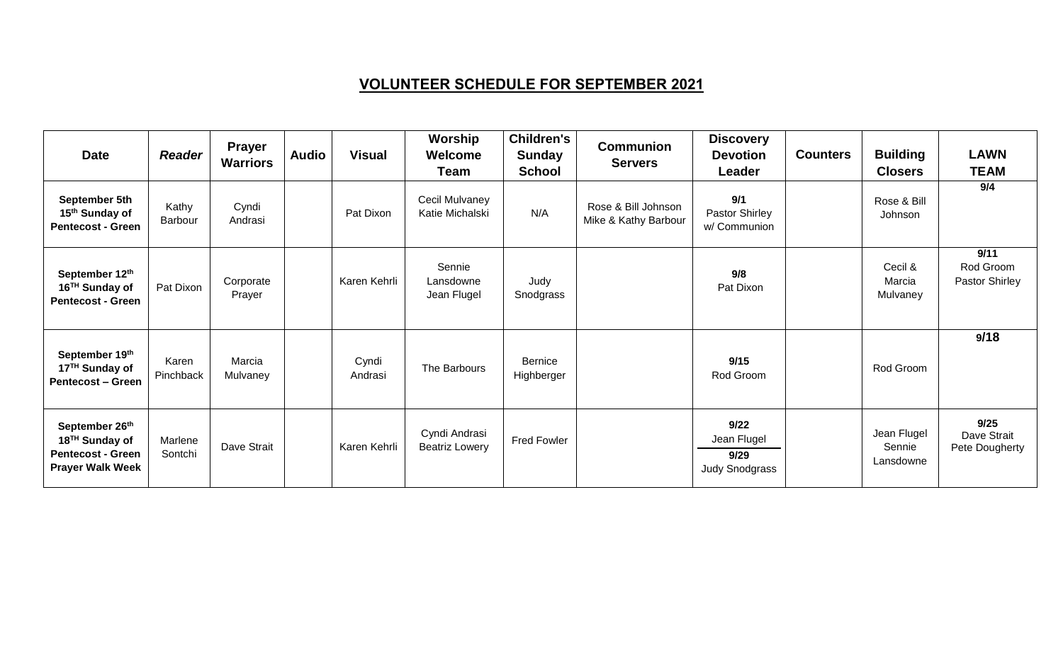# VOLUNTEER SCHEDULE FOR SEPTEMBER 2021

| Date | *Reader* | Prayer Warriors | Audio | Visual | Worship Welcome Team | Children's Sunday School | Communion Servers | Discovery Devotion Leader | Counters | Building Closers | LAWN TEAM |
|---|---|---|---|---|---|---|---|---|---|---|---|
| **September 5th 15th Sunday of Pentecost - Green** | Kathy Barbour | Cyndi Andrasi | | Pat Dixon | Cecil Mulvaney Katie Michalski | N/A | Rose & Bill Johnson Mike & Kathy Barbour | **9/1** Pastor Shirley w/ Communion | | Rose & Bill Johnson | **9/4** |
| **September 12th 16TH Sunday of Pentecost - Green** | Pat Dixon | Corporate Prayer | | Karen Kehrli | Sennie Lansdowne Jean Flugel | Judy Snodgrass | | **9/8** Pat Dixon | | Cecil & Marcia Mulvaney | **9/11** Rod Groom Pastor Shirley |
| **September 19th 17TH Sunday of Pentecost – Green** | Karen Pinchback | Marcia Mulvaney | | Cyndi Andrasi | The Barbours | Bernice Highberger | | **9/15** Rod Groom | | Rod Groom | **9/18** |
| **September 26th 18TH Sunday of Pentecost - Green Prayer Walk Week** | Marlene Sontchi | Dave Strait | | Karen Kehrli | Cyndi Andrasi Beatriz Lowery | Fred Fowler | | **9/22** Jean Flugel **9/29** Judy Snodgrass | | Jean Flugel Sennie Lansdowne | **9/25** Dave Strait Pete Dougherty |